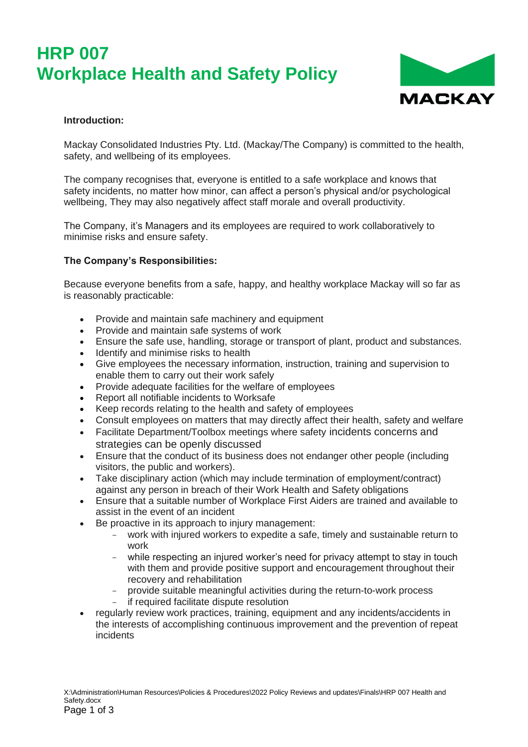# HRP 007
# Workplace Health and Safety Policy

MACKAY

**Introduction:**

Mackay Consolidated Industries Pty. Ltd. (Mackay/The Company) is committed to the health, safety, and wellbeing of its employees.

The company recognises that, everyone is entitled to a safe workplace and knows that safety incidents, no matter how minor, can affect a person's physical and/or psychological wellbeing, They may also negatively affect staff morale and overall productivity.

The Company, it's Managers and its employees are required to work collaboratively to minimise risks and ensure safety.

**The Company's Responsibilities:**

Because everyone benefits from a safe, happy, and healthy workplace Mackay will so far as is reasonably practicable:

- Provide and maintain safe machinery and equipment
- Provide and maintain safe systems of work
- Ensure the safe use, handling, storage or transport of plant, product and substances.
- Identify and minimise risks to health
- Give employees the necessary information, instruction, training and supervision to enable them to carry out their work safely
- Provide adequate facilities for the welfare of employees
- Report all notifiable incidents to Worksafe
- Keep records relating to the health and safety of employees
- Consult employees on matters that may directly affect their health, safety and welfare
- Facilitate Department/Toolbox meetings where safety incidents concerns and strategies can be openly discussed
- Ensure that the conduct of its business does not endanger other people (including visitors, the public and workers).
- Take disciplinary action (which may include termination of employment/contract) against any person in breach of their Work Health and Safety obligations
- Ensure that a suitable number of Workplace First Aiders are trained and available to assist in the event of an incident
- Be proactive in its approach to injury management:
  - work with injured workers to expedite a safe, timely and sustainable return to work
  - while respecting an injured worker's need for privacy attempt to stay in touch with them and provide positive support and encouragement throughout their recovery and rehabilitation
  - provide suitable meaningful activities during the return-to-work process
  - if required facilitate dispute resolution
- regularly review work practices, training, equipment and any incidents/accidents in the interests of accomplishing continuous improvement and the prevention of repeat incidents

X:\Administration\Human Resources\Policies & Procedures\2022 Policy Reviews and updates\Finals\HRP 007 Health and Safety.docx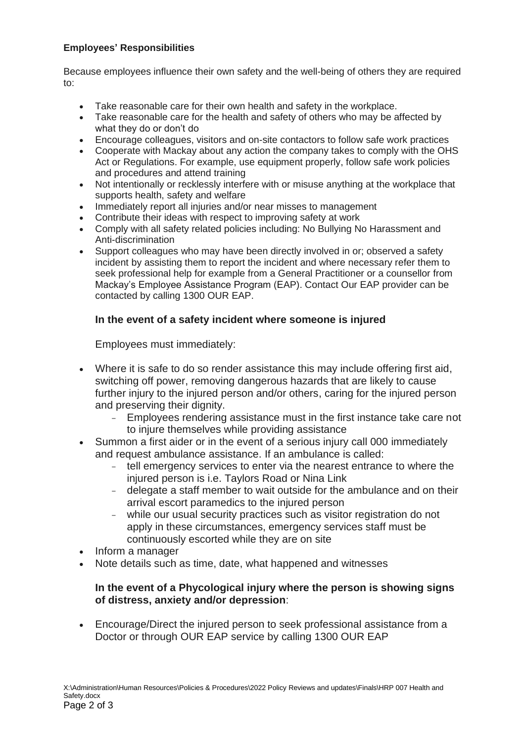**Employees' Responsibilities**

Because employees influence their own safety and the well-being of others they are required to:

- Take reasonable care for their own health and safety in the workplace.
- Take reasonable care for the health and safety of others who may be affected by what they do or don't do
- Encourage colleagues, visitors and on-site contactors to follow safe work practices
- Cooperate with Mackay about any action the company takes to comply with the OHS Act or Regulations. For example, use equipment properly, follow safe work policies and procedures and attend training
- Not intentionally or recklessly interfere with or misuse anything at the workplace that supports health, safety and welfare
- Immediately report all injuries and/or near misses to management
- Contribute their ideas with respect to improving safety at work
- Comply with all safety related policies including: No Bullying No Harassment and Anti-discrimination
- Support colleagues who may have been directly involved in or; observed a safety incident by assisting them to report the incident and where necessary refer them to seek professional help for example from a General Practitioner or a counsellor from Mackay's Employee Assistance Program (EAP). Contact Our EAP provider can be contacted by calling 1300 OUR EAP.

### In the event of a safety incident where someone is injured

Employees must immediately:

- Where it is safe to do so render assistance this may include offering first aid, switching off power, removing dangerous hazards that are likely to cause further injury to the injured person and/or others, caring for the injured person and preserving their dignity.
  - Employees rendering assistance must in the first instance take care not to injure themselves while providing assistance
- Summon a first aider or in the event of a serious injury call 000 immediately and request ambulance assistance. If an ambulance is called:
  - tell emergency services to enter via the nearest entrance to where the injured person is i.e. Taylors Road or Nina Link
  - delegate a staff member to wait outside for the ambulance and on their arrival escort paramedics to the injured person
  - while our usual security practices such as visitor registration do not apply in these circumstances, emergency services staff must be continuously escorted while they are on site
- Inform a manager
- Note details such as time, date, what happened and witnesses

**In the event of a Phycological injury where the person is showing signs of distress, anxiety and/or depression**:

- Encourage/Direct the injured person to seek professional assistance from a Doctor or through OUR EAP service by calling 1300 OUR EAP

X:\Administration\Human Resources\Policies & Procedures\2022 Policy Reviews and updates\Finals\HRP 007 Health and Safety.docx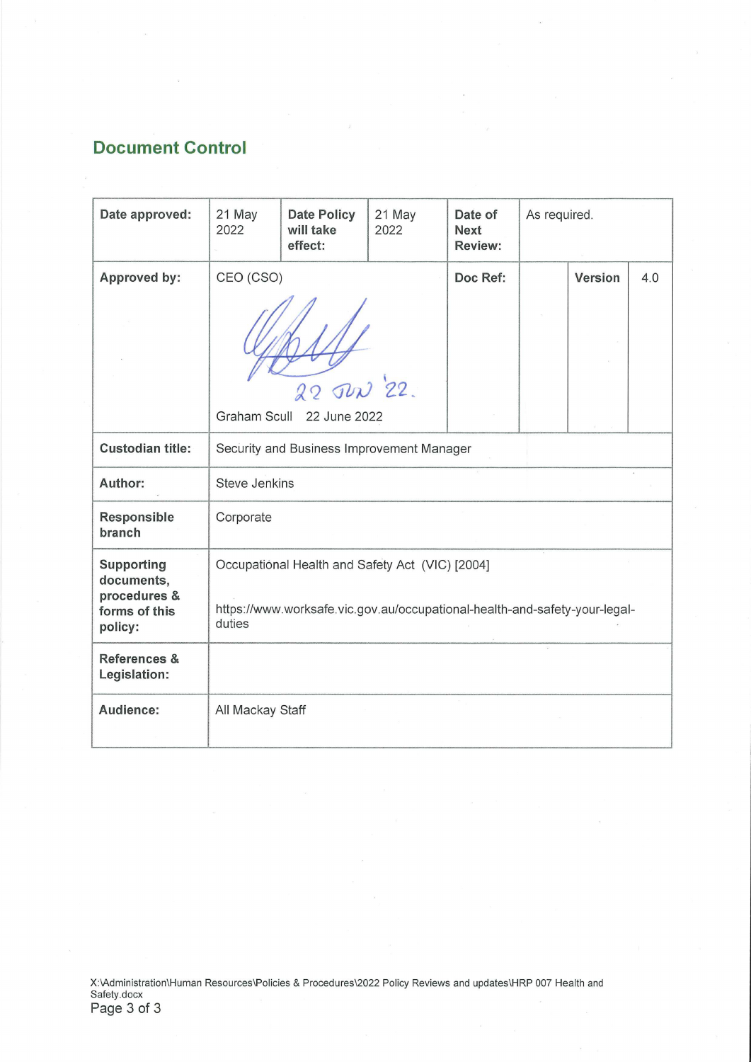## Document Control

| | | | | | | | |
|---|---|---|---|---|---|---|---|
| **Date approved:** | 21 May 2022 | **Date Policy will take effect:** | 21 May 2022 | **Date of Next Review:** | As required. | | |
| **Approved by:** | CEO (CSO)<br>22 JUN '22.<br>Graham Scull 22 June 2022 | | | **Doc Ref:** | | **Version** | 4.0 |
| **Custodian title:** | Security and Business Improvement Manager | | | | | | |
| **Author:** | Steve Jenkins | | | | | | |
| **Responsible branch** | Corporate | | | | | | |
| **Supporting documents, procedures & forms of this policy:** | Occupational Health and Safety Act (VIC) [2004]<br><br>https://www.worksafe.vic.gov.au/occupational-health-and-safety-your-legal-duties | | | | | | |
| **References & Legislation:** | | | | | | | |
| **Audience:** | All Mackay Staff | | | | | | |

X:\Administration\Human Resources\Policies & Procedures\2022 Policy Reviews and updates\HRP 007 Health and Safety.docx